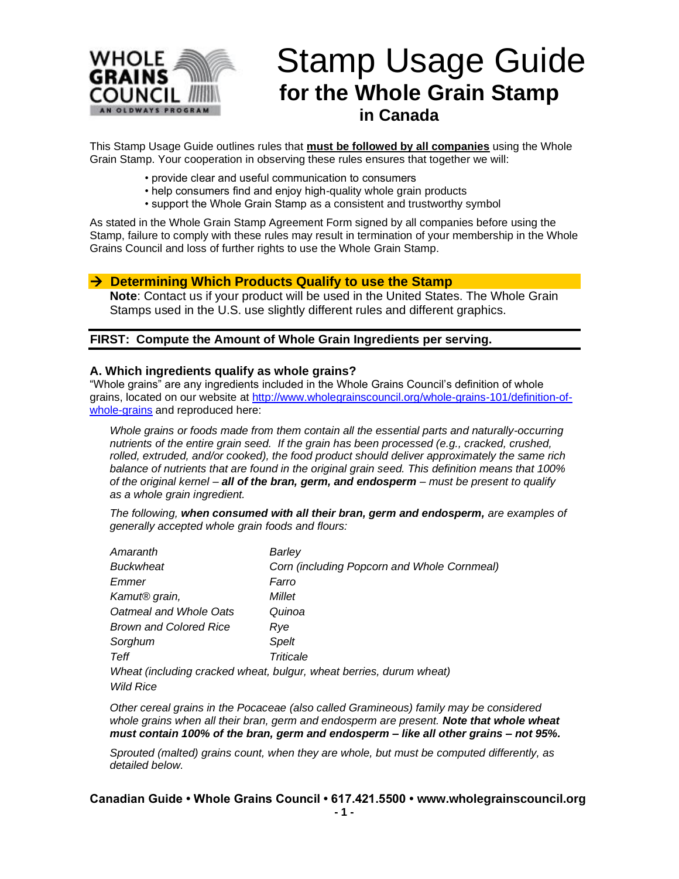# Stamp Usage Guide

## for the Whole Grain Stamp

### in Canada

This Stamp Usage Guide outlines rules that **must be followed by all companies** using the Whole Grain Stamp. Your cooperation in observing these rules ensures that together we will:

- provide clear and useful communication to consumers
- help consumers find and enjoy high-quality whole grain products
- support the Whole Grain Stamp as a consistent and trustworthy symbol

As stated in the Whole Grain Stamp Agreement Form signed by all companies before using the Stamp, failure to comply with these rules may result in termination of your membership in the Whole Grains Council and loss of further rights to use the Whole Grain Stamp.

## → Determining Which Products Qualify to use the Stamp

**Note**: Contact us if your product will be used in the United States. The Whole Grain Stamps used in the U.S. use slightly different rules and different graphics.

## FIRST: Compute the Amount of Whole Grain Ingredients per serving.

### A. Which ingredients qualify as whole grains?

"Whole grains" are any ingredients included in the Whole Grains Council's definition of whole grains, located on our website at http://www.wholegrainscouncil.org/whole-grains-101/definition-of-whole-grains and reproduced here:

*Whole grains or foods made from them contain all the essential parts and naturally-occurring nutrients of the entire grain seed. If the grain has been processed (e.g., cracked, crushed, rolled, extruded, and/or cooked), the food product should deliver approximately the same rich balance of nutrients that are found in the original grain seed. This definition means that 100% of the original kernel – **all of the bran, germ, and endosperm** – must be present to qualify as a whole grain ingredient.*

*The following, **when consumed with all their bran, germ and endosperm,** are examples of generally accepted whole grain foods and flours:*

| | |
|---|---|
| *Amaranth* | *Barley* |
| *Buckwheat* | *Corn (including Popcorn and Whole Cornmeal)* |
| *Emmer* | *Farro* |
| *Kamut® grain,* | *Millet* |
| *Oatmeal and Whole Oats* | *Quinoa* |
| *Brown and Colored Rice* | *Rye* |
| *Sorghum* | *Spelt* |
| *Teff* | *Triticale* |

*Wheat (including cracked wheat, bulgur, wheat berries, durum wheat)*
*Wild Rice*

*Other cereal grains in the Pocaceae (also called Gramineous) family may be considered whole grains when all their bran, germ and endosperm are present. **Note that whole wheat must contain 100% of the bran, germ and endosperm – like all other grains – not 95%.***

*Sprouted (malted) grains count, when they are whole, but must be computed differently, as detailed below.*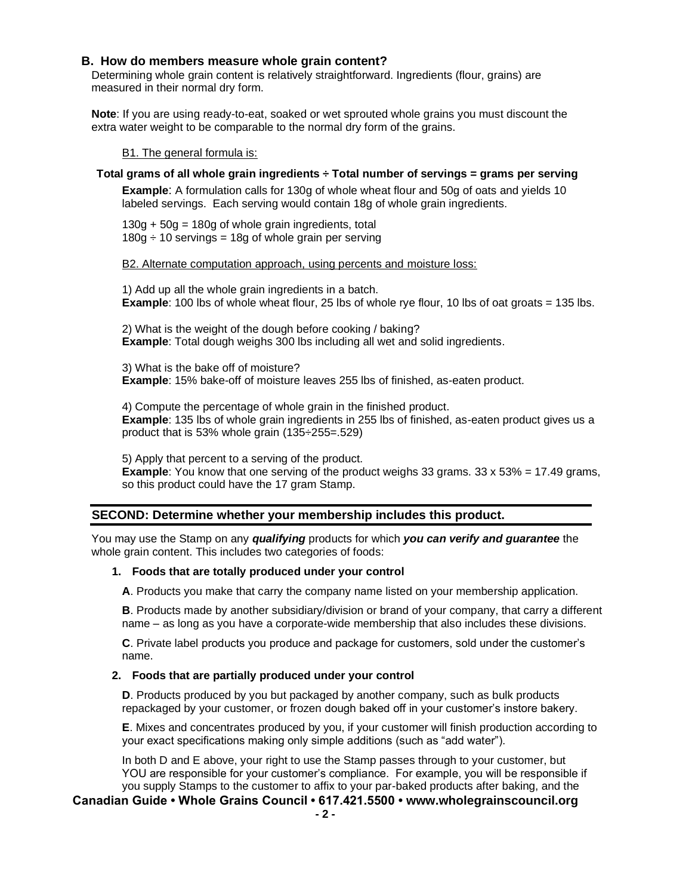### B. How do members measure whole grain content?

Determining whole grain content is relatively straightforward. Ingredients (flour, grains) are measured in their normal dry form.

**Note**: If you are using ready-to-eat, soaked or wet sprouted whole grains you must discount the extra water weight to be comparable to the normal dry form of the grains.

B1. The general formula is:

**Total grams of all whole grain ingredients ÷ Total number of servings = grams per serving**

**Example**: A formulation calls for 130g of whole wheat flour and 50g of oats and yields 10 labeled servings. Each serving would contain 18g of whole grain ingredients.

130g + 50g = 180g of whole grain ingredients, total
180g ÷ 10 servings = 18g of whole grain per serving

B2. Alternate computation approach, using percents and moisture loss:

1) Add up all the whole grain ingredients in a batch.
**Example**: 100 lbs of whole wheat flour, 25 lbs of whole rye flour, 10 lbs of oat groats = 135 lbs.

2) What is the weight of the dough before cooking / baking?
**Example**: Total dough weighs 300 lbs including all wet and solid ingredients.

3) What is the bake off of moisture?
**Example**: 15% bake-off of moisture leaves 255 lbs of finished, as-eaten product.

4) Compute the percentage of whole grain in the finished product.
**Example**: 135 lbs of whole grain ingredients in 255 lbs of finished, as-eaten product gives us a product that is 53% whole grain (135÷255=.529)

5) Apply that percent to a serving of the product.
**Example**: You know that one serving of the product weighs 33 grams. 33 x 53% = 17.49 grams, so this product could have the 17 gram Stamp.

## SECOND: Determine whether your membership includes this product.

You may use the Stamp on any ***qualifying*** products for which ***you can verify and guarantee*** the whole grain content. This includes two categories of foods:

1. **Foods that are totally produced under your control**

   **A**. Products you make that carry the company name listed on your membership application.

   **B**. Products made by another subsidiary/division or brand of your company, that carry a different name – as long as you have a corporate-wide membership that also includes these divisions.

   **C**. Private label products you produce and package for customers, sold under the customer's name.

2. **Foods that are partially produced under your control**

   **D**. Products produced by you but packaged by another company, such as bulk products repackaged by your customer, or frozen dough baked off in your customer's instore bakery.

   **E**. Mixes and concentrates produced by you, if your customer will finish production according to your exact specifications making only simple additions (such as "add water").

   In both D and E above, your right to use the Stamp passes through to your customer, but YOU are responsible for your customer's compliance. For example, you will be responsible if you supply Stamps to the customer to affix to your par-baked products after baking, and the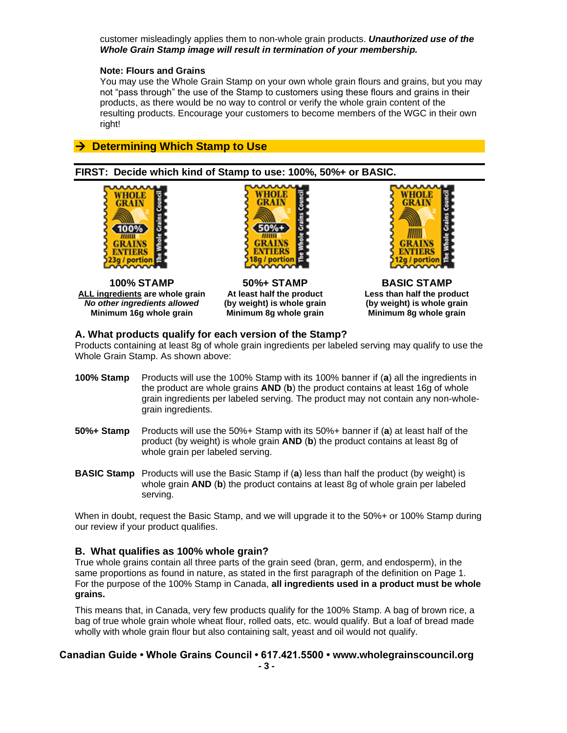customer misleadingly applies them to non-whole grain products. ***Unauthorized use of the Whole Grain Stamp image will result in termination of your membership.***

**Note: Flours and Grains**

You may use the Whole Grain Stamp on your own whole grain flours and grains, but you may not "pass through" the use of the Stamp to customers using these flours and grains in their products, as there would be no way to control or verify the whole grain content of the resulting products. Encourage your customers to become members of the WGC in their own right!

## → Determining Which Stamp to Use

### FIRST: Decide which kind of Stamp to use: 100%, 50%+ or BASIC.

| 100% STAMP | 50%+ STAMP | BASIC STAMP |
|---|---|---|
| **ALL ingredients are whole grain** | **At least half the product (by weight) is whole grain** | **Less than half the product (by weight) is whole grain** |
| ***No other ingredients allowed*** | **Minimum 8g whole grain** | **Minimum 8g whole grain** |
| **Minimum 16g whole grain** | | |

### A. What products qualify for each version of the Stamp?

Products containing at least 8g of whole grain ingredients per labeled serving may qualify to use the Whole Grain Stamp. As shown above:

**100% Stamp** Products will use the 100% Stamp with its 100% banner if (**a**) all the ingredients in the product are whole grains **AND** (**b**) the product contains at least 16g of whole grain ingredients per labeled serving. The product may not contain any non-whole-grain ingredients.

**50%+ Stamp** Products will use the 50%+ Stamp with its 50%+ banner if (**a**) at least half of the product (by weight) is whole grain **AND** (**b**) the product contains at least 8g of whole grain per labeled serving.

**BASIC Stamp** Products will use the Basic Stamp if (**a**) less than half the product (by weight) is whole grain **AND** (**b**) the product contains at least 8g of whole grain per labeled serving.

When in doubt, request the Basic Stamp, and we will upgrade it to the 50%+ or 100% Stamp during our review if your product qualifies.

### B. What qualifies as 100% whole grain?

True whole grains contain all three parts of the grain seed (bran, germ, and endosperm), in the same proportions as found in nature, as stated in the first paragraph of the definition on Page 1. For the purpose of the 100% Stamp in Canada, **all ingredients used in a product must be whole grains.**

This means that, in Canada, very few products qualify for the 100% Stamp. A bag of brown rice, a bag of true whole grain whole wheat flour, rolled oats, etc. would qualify. But a loaf of bread made wholly with whole grain flour but also containing salt, yeast and oil would not qualify.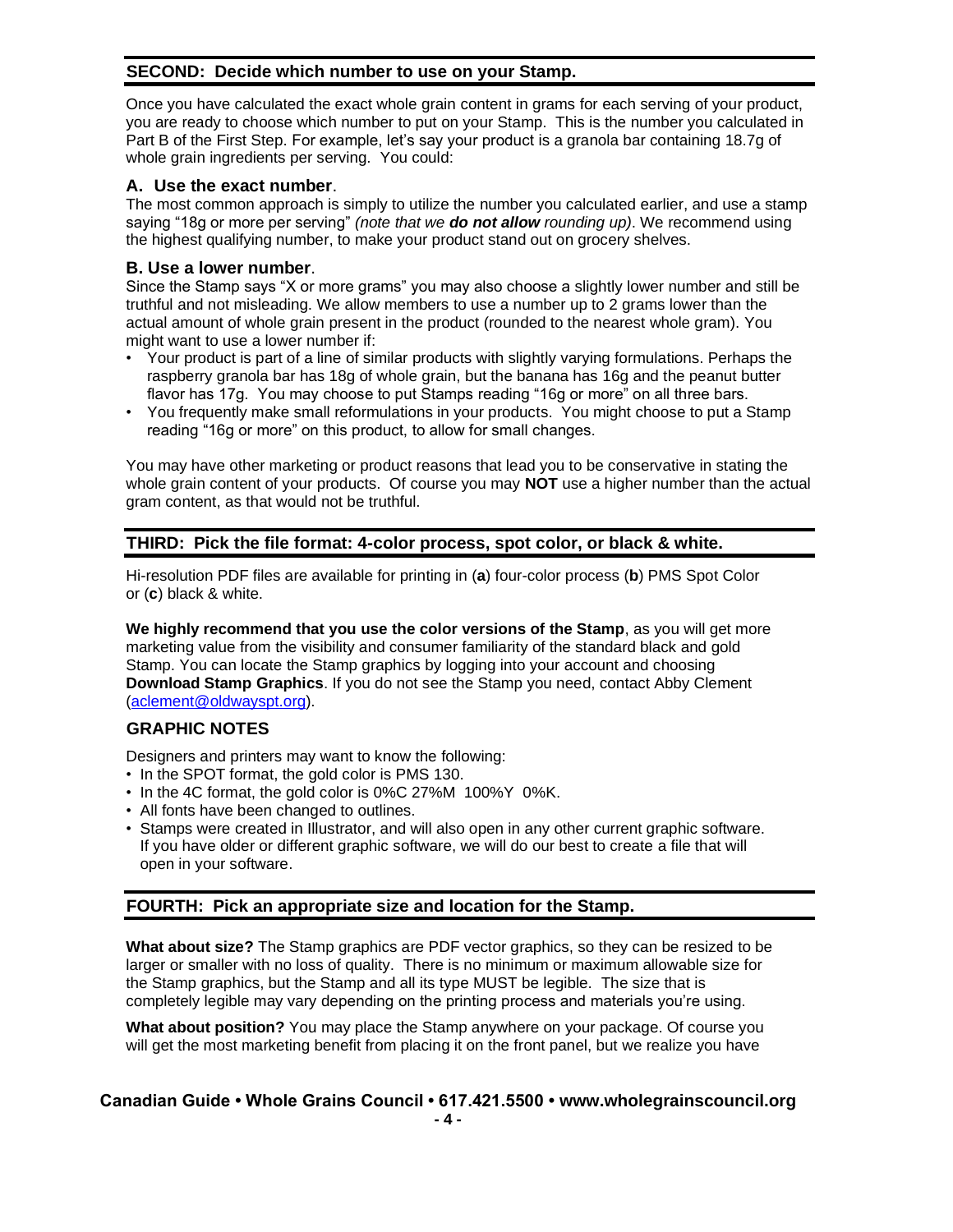## SECOND: Decide which number to use on your Stamp.

Once you have calculated the exact whole grain content in grams for each serving of your product, you are ready to choose which number to put on your Stamp. This is the number you calculated in Part B of the First Step. For example, let's say your product is a granola bar containing 18.7g of whole grain ingredients per serving. You could:

### A. Use the exact number.

The most common approach is simply to utilize the number you calculated earlier, and use a stamp saying "18g or more per serving" *(note that we **do not allow** rounding up)*. We recommend using the highest qualifying number, to make your product stand out on grocery shelves.

### B. Use a lower number.

Since the Stamp says "X or more grams" you may also choose a slightly lower number and still be truthful and not misleading. We allow members to use a number up to 2 grams lower than the actual amount of whole grain present in the product (rounded to the nearest whole gram). You might want to use a lower number if:

- Your product is part of a line of similar products with slightly varying formulations. Perhaps the raspberry granola bar has 18g of whole grain, but the banana has 16g and the peanut butter flavor has 17g. You may choose to put Stamps reading "16g or more" on all three bars.
- You frequently make small reformulations in your products. You might choose to put a Stamp reading "16g or more" on this product, to allow for small changes.

You may have other marketing or product reasons that lead you to be conservative in stating the whole grain content of your products. Of course you may **NOT** use a higher number than the actual gram content, as that would not be truthful.

## THIRD: Pick the file format: 4-color process, spot color, or black & white.

Hi-resolution PDF files are available for printing in (**a**) four-color process (**b**) PMS Spot Color or (**c**) black & white.

**We highly recommend that you use the color versions of the Stamp**, as you will get more marketing value from the visibility and consumer familiarity of the standard black and gold Stamp. You can locate the Stamp graphics by logging into your account and choosing **Download Stamp Graphics**. If you do not see the Stamp you need, contact Abby Clement (aclement@oldwayspt.org).

### GRAPHIC NOTES

Designers and printers may want to know the following:

- In the SPOT format, the gold color is PMS 130.
- In the 4C format, the gold color is 0%C 27%M 100%Y 0%K.
- All fonts have been changed to outlines.
- Stamps were created in Illustrator, and will also open in any other current graphic software. If you have older or different graphic software, we will do our best to create a file that will open in your software.

## FOURTH: Pick an appropriate size and location for the Stamp.

**What about size?** The Stamp graphics are PDF vector graphics, so they can be resized to be larger or smaller with no loss of quality. There is no minimum or maximum allowable size for the Stamp graphics, but the Stamp and all its type MUST be legible. The size that is completely legible may vary depending on the printing process and materials you're using.

**What about position?** You may place the Stamp anywhere on your package. Of course you will get the most marketing benefit from placing it on the front panel, but we realize you have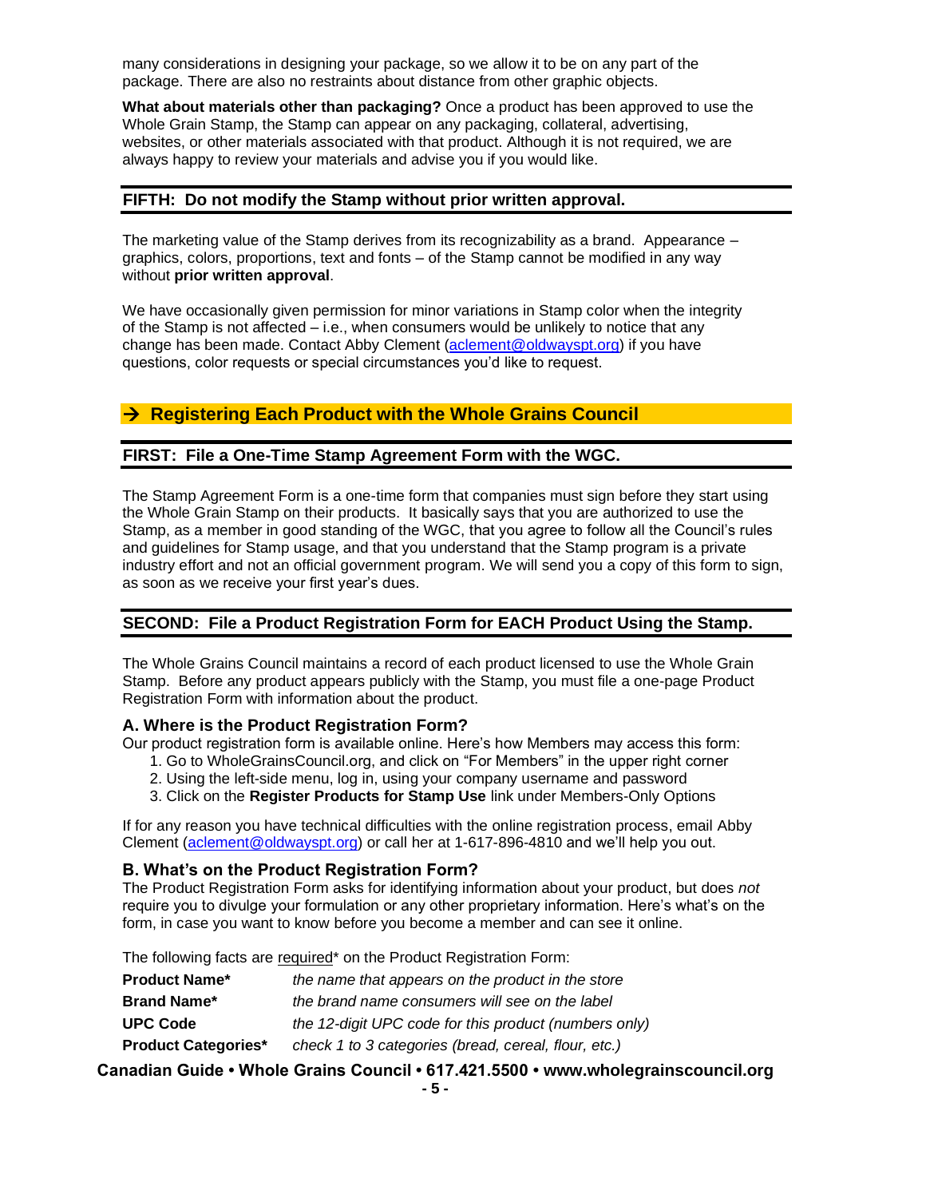many considerations in designing your package, so we allow it to be on any part of the package. There are also no restraints about distance from other graphic objects.

**What about materials other than packaging?** Once a product has been approved to use the Whole Grain Stamp, the Stamp can appear on any packaging, collateral, advertising, websites, or other materials associated with that product. Although it is not required, we are always happy to review your materials and advise you if you would like.

### FIFTH: Do not modify the Stamp without prior written approval.

The marketing value of the Stamp derives from its recognizability as a brand. Appearance – graphics, colors, proportions, text and fonts – of the Stamp cannot be modified in any way without **prior written approval**.

We have occasionally given permission for minor variations in Stamp color when the integrity of the Stamp is not affected – i.e., when consumers would be unlikely to notice that any change has been made. Contact Abby Clement (aclement@oldwayspt.org) if you have questions, color requests or special circumstances you'd like to request.

## → Registering Each Product with the Whole Grains Council

### FIRST: File a One-Time Stamp Agreement Form with the WGC.

The Stamp Agreement Form is a one-time form that companies must sign before they start using the Whole Grain Stamp on their products. It basically says that you are authorized to use the Stamp, as a member in good standing of the WGC, that you agree to follow all the Council's rules and guidelines for Stamp usage, and that you understand that the Stamp program is a private industry effort and not an official government program. We will send you a copy of this form to sign, as soon as we receive your first year's dues.

### SECOND: File a Product Registration Form for EACH Product Using the Stamp.

The Whole Grains Council maintains a record of each product licensed to use the Whole Grain Stamp. Before any product appears publicly with the Stamp, you must file a one-page Product Registration Form with information about the product.

#### A. Where is the Product Registration Form?

Our product registration form is available online. Here's how Members may access this form:

1. Go to WholeGrainsCouncil.org, and click on "For Members" in the upper right corner
2. Using the left-side menu, log in, using your company username and password
3. Click on the **Register Products for Stamp Use** link under Members-Only Options

If for any reason you have technical difficulties with the online registration process, email Abby Clement (aclement@oldwayspt.org) or call her at 1-617-896-4810 and we'll help you out.

#### B. What's on the Product Registration Form?

The Product Registration Form asks for identifying information about your product, but does *not* require you to divulge your formulation or any other proprietary information. Here's what's on the form, in case you want to know before you become a member and can see it online.

The following facts are required* on the Product Registration Form:

| | |
|---|---|
| **Product Name*** | *the name that appears on the product in the store* |
| **Brand Name*** | *the brand name consumers will see on the label* |
| **UPC Code** | *the 12-digit UPC code for this product (numbers only)* |
| **Product Categories*** | *check 1 to 3 categories (bread, cereal, flour, etc.)* |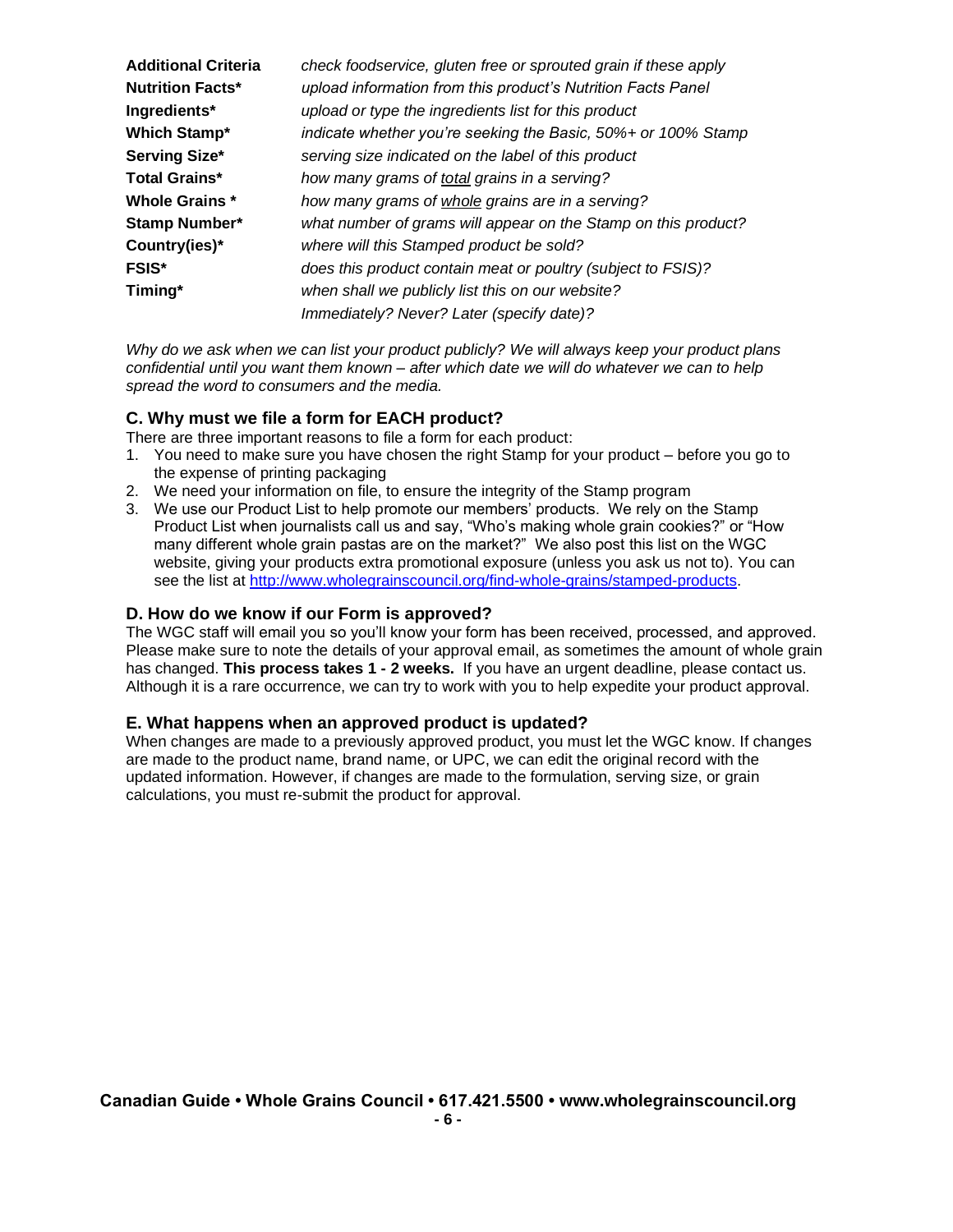| | |
|---|---|
| **Additional Criteria** | *check foodservice, gluten free or sprouted grain if these apply* |
| **Nutrition Facts*** | *upload information from this product's Nutrition Facts Panel* |
| **Ingredients*** | *upload or type the ingredients list for this product* |
| **Which Stamp*** | *indicate whether you're seeking the Basic, 50%+ or 100% Stamp* |
| **Serving Size*** | *serving size indicated on the label of this product* |
| **Total Grains*** | *how many grams of total grains in a serving?* |
| **Whole Grains *** | *how many grams of whole grains are in a serving?* |
| **Stamp Number*** | *what number of grams will appear on the Stamp on this product?* |
| **Country(ies)*** | *where will this Stamped product be sold?* |
| **FSIS*** | *does this product contain meat or poultry (subject to FSIS)?* |
| **Timing*** | *when shall we publicly list this on our website? Immediately? Never? Later (specify date)?* |

*Why do we ask when we can list your product publicly? We will always keep your product plans confidential until you want them known – after which date we will do whatever we can to help spread the word to consumers and the media.*

### C. Why must we file a form for EACH product?

There are three important reasons to file a form for each product:

1. You need to make sure you have chosen the right Stamp for your product – before you go to the expense of printing packaging
2. We need your information on file, to ensure the integrity of the Stamp program
3. We use our Product List to help promote our members' products. We rely on the Stamp Product List when journalists call us and say, "Who's making whole grain cookies?" or "How many different whole grain pastas are on the market?" We also post this list on the WGC website, giving your products extra promotional exposure (unless you ask us not to). You can see the list at http://www.wholegrainscouncil.org/find-whole-grains/stamped-products.

### D. How do we know if our Form is approved?

The WGC staff will email you so you'll know your form has been received, processed, and approved. Please make sure to note the details of your approval email, as sometimes the amount of whole grain has changed. **This process takes 1 - 2 weeks.** If you have an urgent deadline, please contact us. Although it is a rare occurrence, we can try to work with you to help expedite your product approval.

### E. What happens when an approved product is updated?

When changes are made to a previously approved product, you must let the WGC know. If changes are made to the product name, brand name, or UPC, we can edit the original record with the updated information. However, if changes are made to the formulation, serving size, or grain calculations, you must re-submit the product for approval.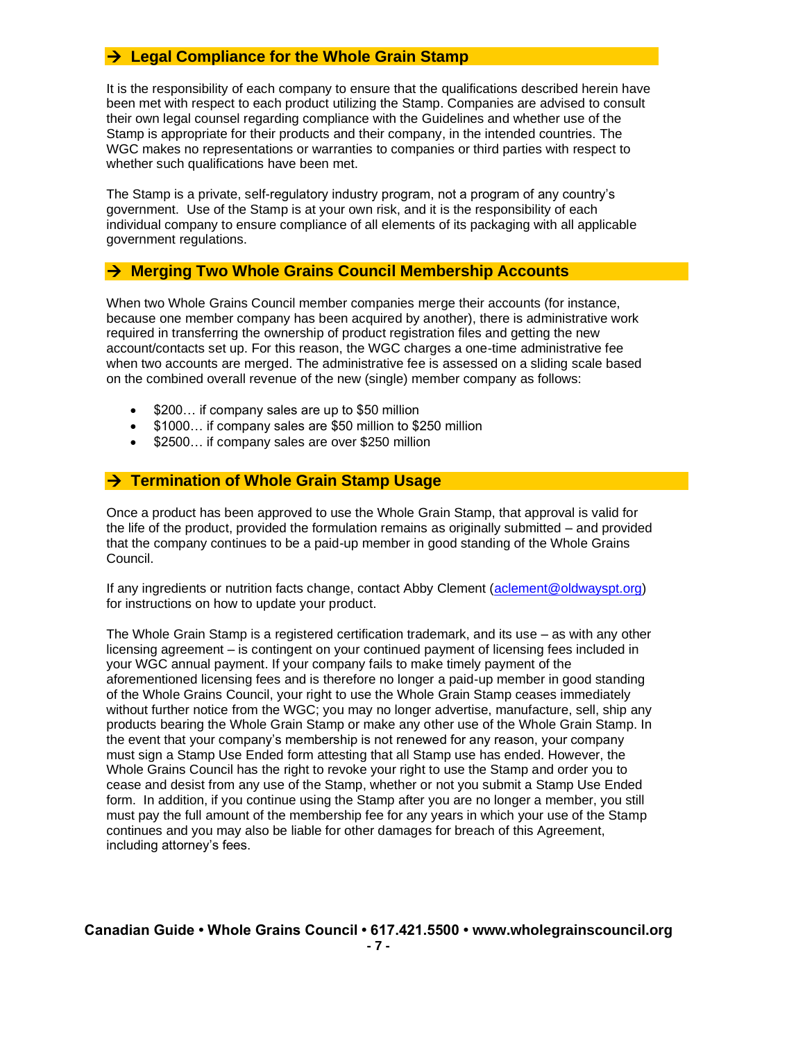## → Legal Compliance for the Whole Grain Stamp

It is the responsibility of each company to ensure that the qualifications described herein have been met with respect to each product utilizing the Stamp. Companies are advised to consult their own legal counsel regarding compliance with the Guidelines and whether use of the Stamp is appropriate for their products and their company, in the intended countries. The WGC makes no representations or warranties to companies or third parties with respect to whether such qualifications have been met.

The Stamp is a private, self-regulatory industry program, not a program of any country's government. Use of the Stamp is at your own risk, and it is the responsibility of each individual company to ensure compliance of all elements of its packaging with all applicable government regulations.

## → Merging Two Whole Grains Council Membership Accounts

When two Whole Grains Council member companies merge their accounts (for instance, because one member company has been acquired by another), there is administrative work required in transferring the ownership of product registration files and getting the new account/contacts set up. For this reason, the WGC charges a one-time administrative fee when two accounts are merged. The administrative fee is assessed on a sliding scale based on the combined overall revenue of the new (single) member company as follows:

- $200… if company sales are up to $50 million
- $1000… if company sales are $50 million to $250 million
- $2500… if company sales are over $250 million

## → Termination of Whole Grain Stamp Usage

Once a product has been approved to use the Whole Grain Stamp, that approval is valid for the life of the product, provided the formulation remains as originally submitted – and provided that the company continues to be a paid-up member in good standing of the Whole Grains Council.

If any ingredients or nutrition facts change, contact Abby Clement (aclement@oldwayspt.org) for instructions on how to update your product.

The Whole Grain Stamp is a registered certification trademark, and its use – as with any other licensing agreement – is contingent on your continued payment of licensing fees included in your WGC annual payment. If your company fails to make timely payment of the aforementioned licensing fees and is therefore no longer a paid-up member in good standing of the Whole Grains Council, your right to use the Whole Grain Stamp ceases immediately without further notice from the WGC; you may no longer advertise, manufacture, sell, ship any products bearing the Whole Grain Stamp or make any other use of the Whole Grain Stamp. In the event that your company's membership is not renewed for any reason, your company must sign a Stamp Use Ended form attesting that all Stamp use has ended. However, the Whole Grains Council has the right to revoke your right to use the Stamp and order you to cease and desist from any use of the Stamp, whether or not you submit a Stamp Use Ended form. In addition, if you continue using the Stamp after you are no longer a member, you still must pay the full amount of the membership fee for any years in which your use of the Stamp continues and you may also be liable for other damages for breach of this Agreement, including attorney's fees.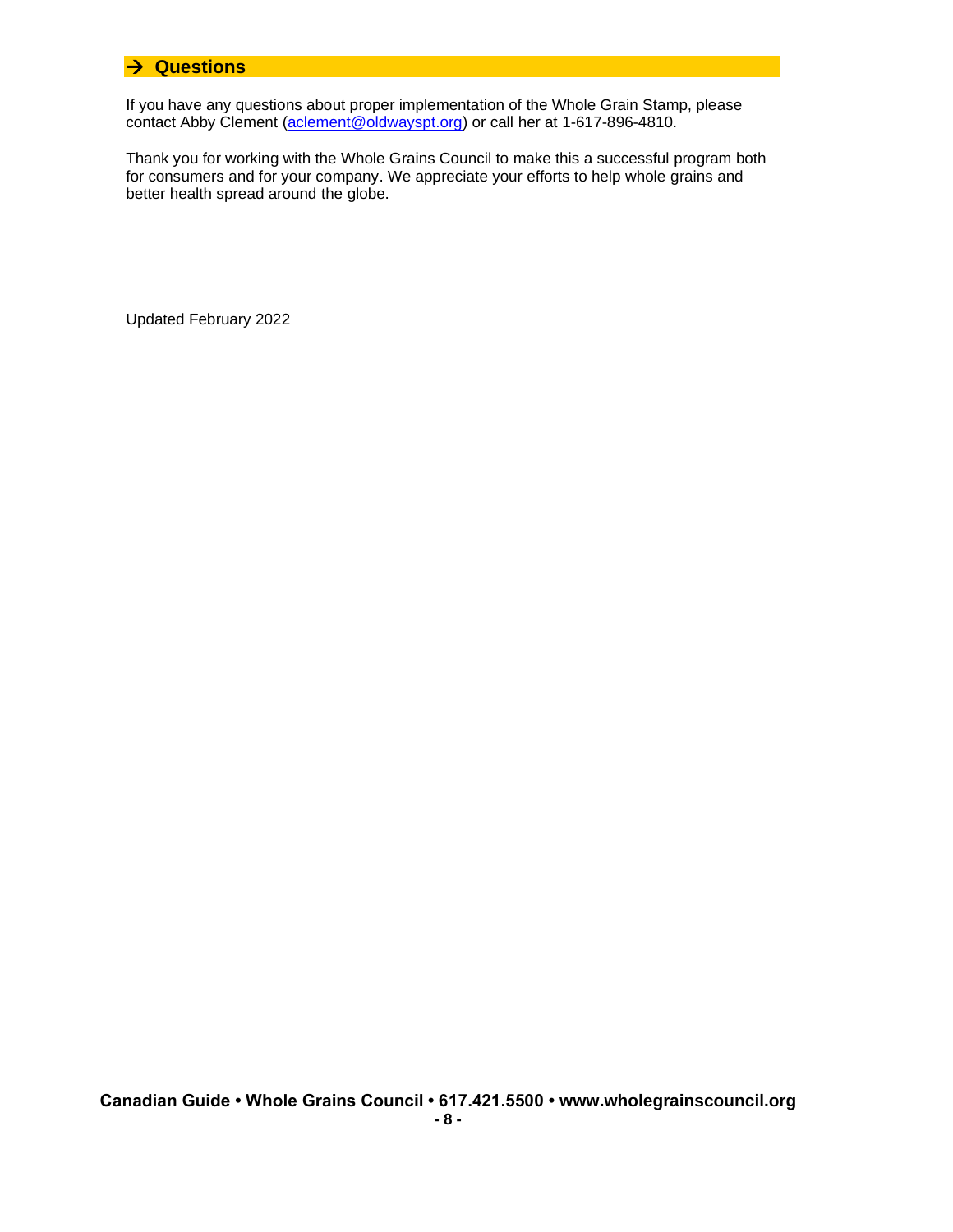## → Questions

If you have any questions about proper implementation of the Whole Grain Stamp, please contact Abby Clement (aclement@oldwayspt.org) or call her at 1-617-896-4810.

Thank you for working with the Whole Grains Council to make this a successful program both for consumers and for your company. We appreciate your efforts to help whole grains and better health spread around the globe.

Updated February 2022